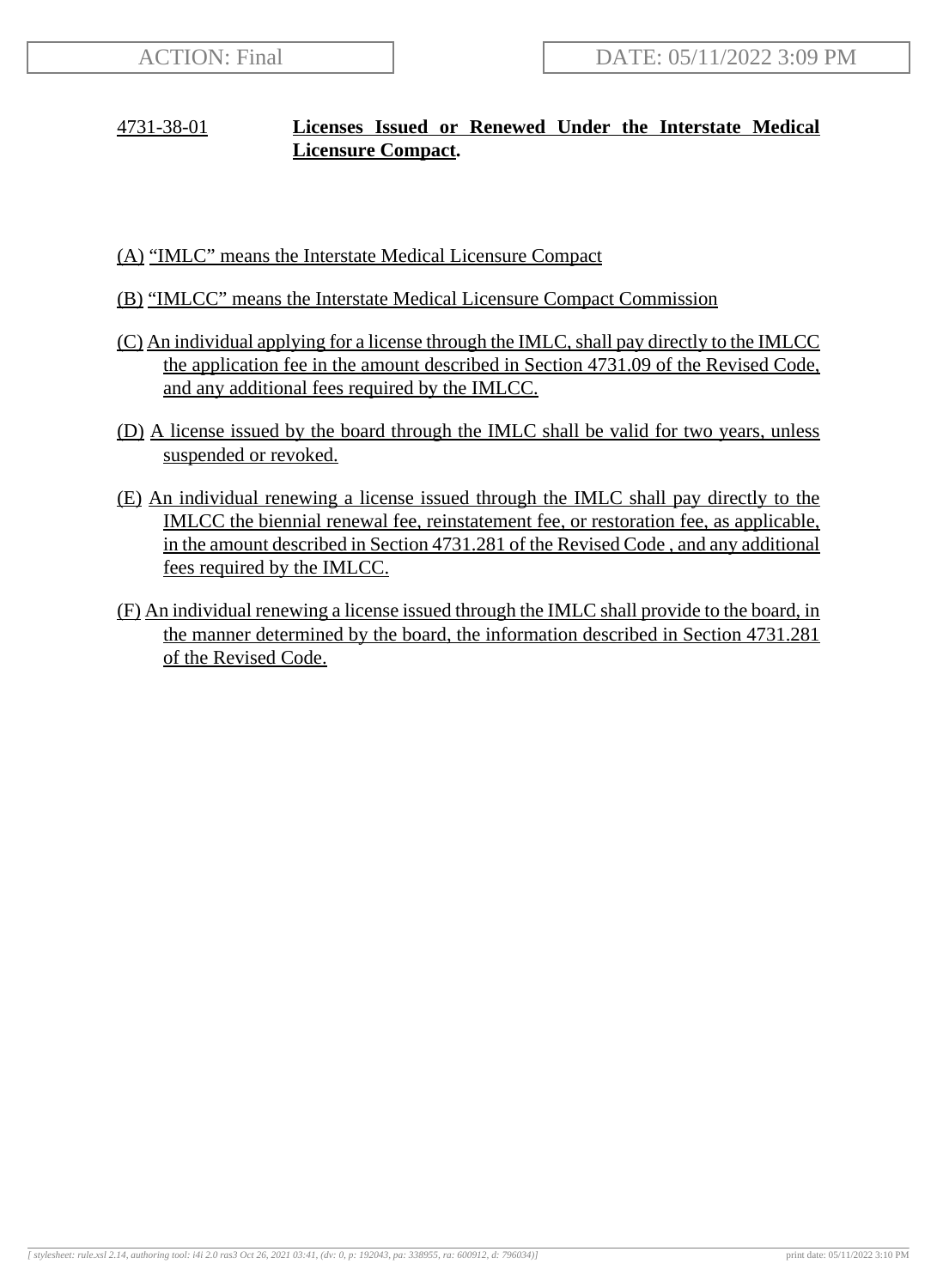ACTION: Final | DATE: 05/11/2022 3:09 PM

## 4731-38-01 **Licenses Issued or Renewed Under the Interstate Medical Licensure Compact.**

(A) "IMLC" means the Interstate Medical Licensure Compact

(B) "IMLCC" means the Interstate Medical Licensure Compact Commission

(C) An individual applying for a license through the IMLC, shall pay directly to the IMLCC the application fee in the amount described in Section 4731.09 of the Revised Code, and any additional fees required by the IMLCC.

(D) A license issued by the board through the IMLC shall be valid for two years, unless suspended or revoked.

(E) An individual renewing a license issued through the IMLC shall pay directly to the IMLCC the biennial renewal fee, reinstatement fee, or restoration fee, as applicable, in the amount described in Section 4731.281 of the Revised Code , and any additional fees required by the IMLCC.

(F) An individual renewing a license issued through the IMLC shall provide to the board, in the manner determined by the board, the information described in Section 4731.281 of the Revised Code.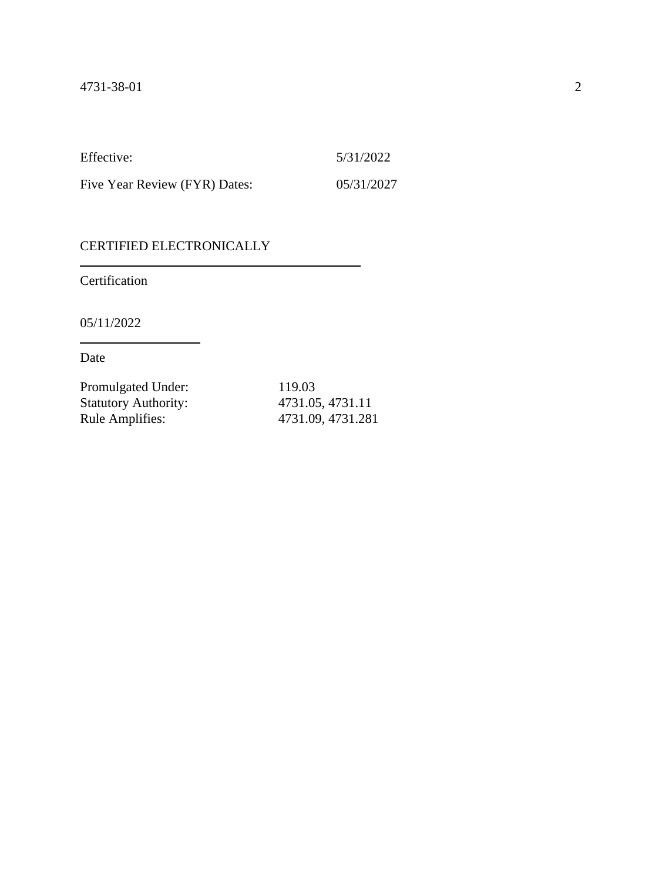| | |
|---|---|
| Effective: | 5/31/2022 |
| Five Year Review (FYR) Dates: | 05/31/2027 |

CERTIFIED ELECTRONICALLY

Certification

05/11/2022

Date

| | |
|---|---|
| Promulgated Under: | 119.03 |
| Statutory Authority: | 4731.05, 4731.11 |
| Rule Amplifies: | 4731.09, 4731.281 |